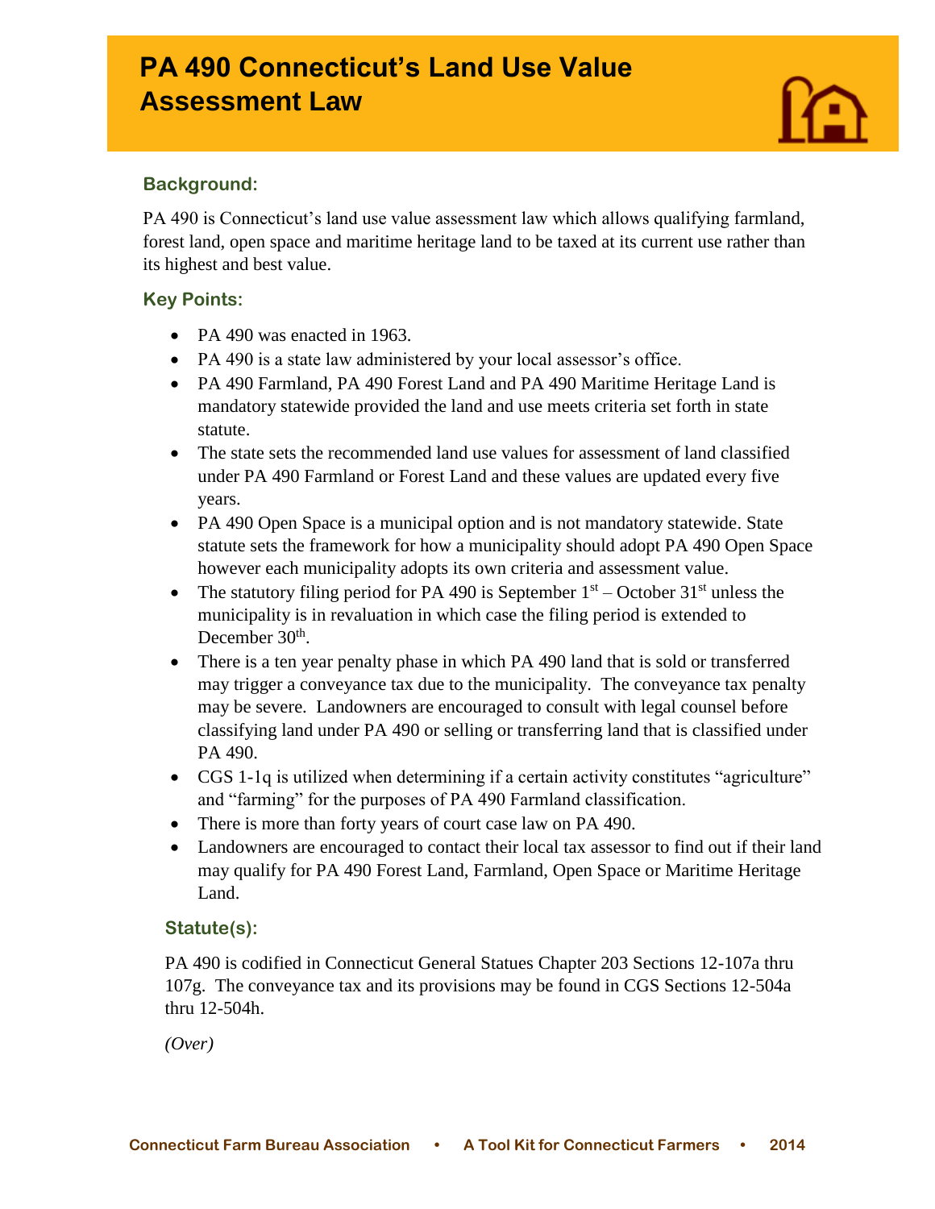# PA 490 Connecticut's Land Use Value Assessment Law

## Background:

PA 490 is Connecticut's land use value assessment law which allows qualifying farmland, forest land, open space and maritime heritage land to be taxed at its current use rather than its highest and best value.

## Key Points:

- PA 490 was enacted in 1963.
- PA 490 is a state law administered by your local assessor's office.
- PA 490 Farmland, PA 490 Forest Land and PA 490 Maritime Heritage Land is mandatory statewide provided the land and use meets criteria set forth in state statute.
- The state sets the recommended land use values for assessment of land classified under PA 490 Farmland or Forest Land and these values are updated every five years.
- PA 490 Open Space is a municipal option and is not mandatory statewide. State statute sets the framework for how a municipality should adopt PA 490 Open Space however each municipality adopts its own criteria and assessment value.
- The statutory filing period for PA 490 is September 1st – October 31st unless the municipality is in revaluation in which case the filing period is extended to December 30th.
- There is a ten year penalty phase in which PA 490 land that is sold or transferred may trigger a conveyance tax due to the municipality. The conveyance tax penalty may be severe. Landowners are encouraged to consult with legal counsel before classifying land under PA 490 or selling or transferring land that is classified under PA 490.
- CGS 1-1q is utilized when determining if a certain activity constitutes "agriculture" and "farming" for the purposes of PA 490 Farmland classification.
- There is more than forty years of court case law on PA 490.
- Landowners are encouraged to contact their local tax assessor to find out if their land may qualify for PA 490 Forest Land, Farmland, Open Space or Maritime Heritage Land.

## Statute(s):

PA 490 is codified in Connecticut General Statues Chapter 203 Sections 12-107a thru 107g. The conveyance tax and its provisions may be found in CGS Sections 12-504a thru 12-504h.

*(Over)*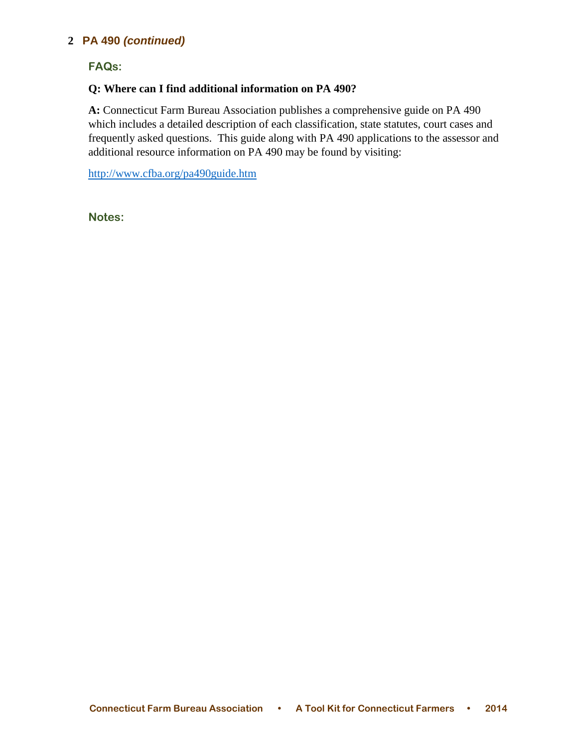## 2 PA 490 *(continued)*

### FAQs:

**Q: Where can I find additional information on PA 490?**

**A:** Connecticut Farm Bureau Association publishes a comprehensive guide on PA 490 which includes a detailed description of each classification, state statutes, court cases and frequently asked questions. This guide along with PA 490 applications to the assessor and additional resource information on PA 490 may be found by visiting:

http://www.cfba.org/pa490guide.htm

### Notes: